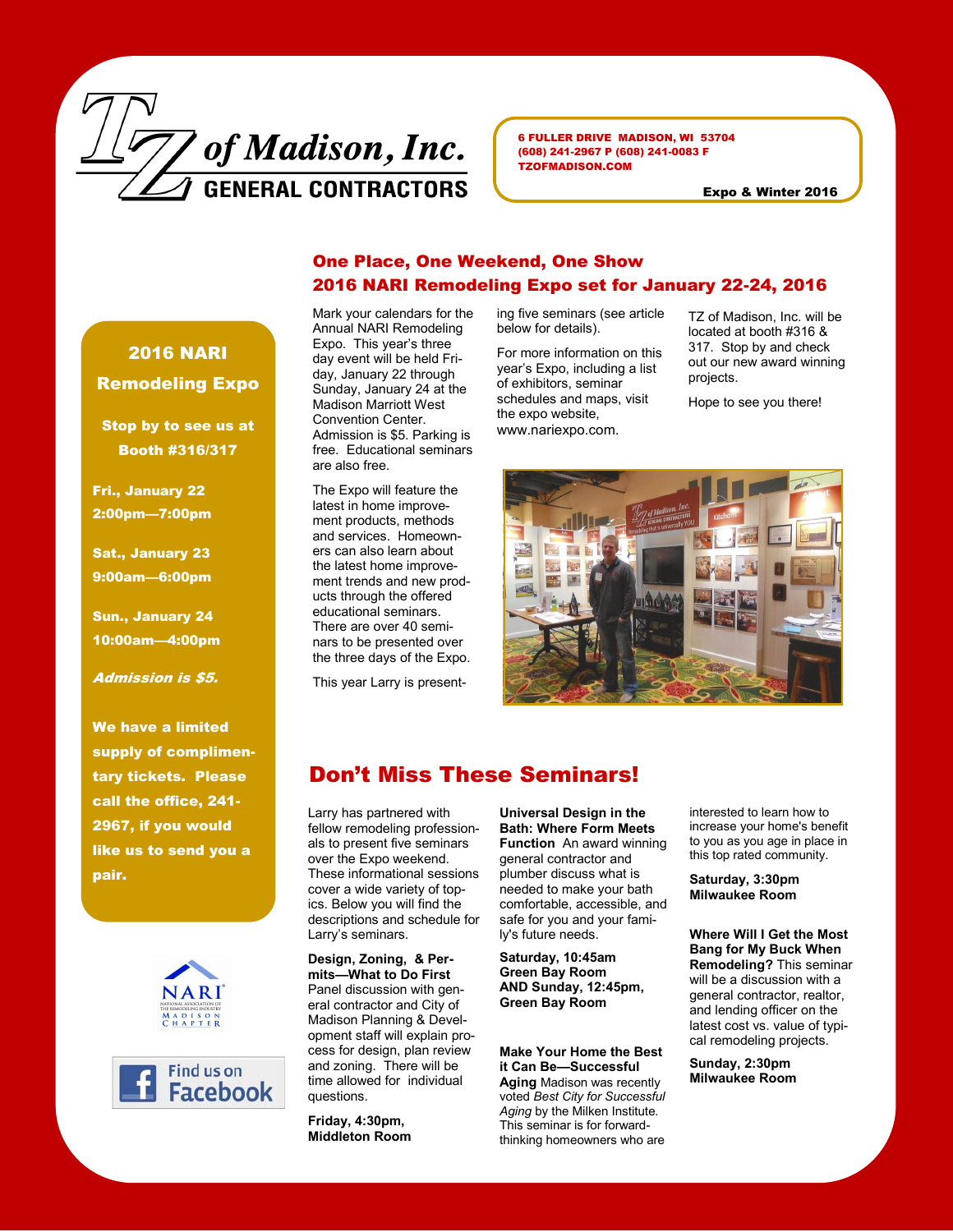# TZ of Madison, Inc.

**GENERAL CONTRACTORS**

6 FULLER DRIVE MADISON, WI 53704
(608) 241-2967 P (608) 241-0083 F
TZOFMADISON.COM

**Expo & Winter 2016**

## One Place, One Weekend, One Show
## 2016 NARI Remodeling Expo set for January 22-24, 2016

Mark your calendars for the Annual NARI Remodeling Expo. This year's three day event will be held Friday, January 22 through Sunday, January 24 at the Madison Marriott West Convention Center. Admission is $5. Parking is free. Educational seminars are also free.

The Expo will feature the latest in home improvement products, methods and services. Homeowners can also learn about the latest home improvement trends and new products through the offered educational seminars. There are over 40 seminars to be presented over the three days of the Expo.

This year Larry is presenting five seminars (see article below for details).

For more information on this year's Expo, including a list of exhibitors, seminar schedules and maps, visit the expo website, www.nariexpo.com.

TZ of Madison, Inc. will be located at booth #316 & 317. Stop by and check out our new award winning projects.

Hope to see you there!

### 2016 NARI Remodeling Expo

**Stop by to see us at Booth #316/317**

**Fri., January 22**
**2:00pm—7:00pm**

**Sat., January 23**
**9:00am—6:00pm**

**Sun., January 24**
**10:00am—4:00pm**

***Admission is $5.***

**We have a limited supply of complimentary tickets. Please call the office, 241-2967, if you would like us to send you a pair.**

## Don't Miss These Seminars!

Larry has partnered with fellow remodeling professionals to present five seminars over the Expo weekend. These informational sessions cover a wide variety of topics. Below you will find the descriptions and schedule for Larry's seminars.

**Design, Zoning, & Permits—What to Do First** Panel discussion with general contractor and City of Madison Planning & Development staff will explain process for design, plan review and zoning. There will be time allowed for individual questions.

**Friday, 4:30pm,**
**Middleton Room**

**Universal Design in the Bath: Where Form Meets Function** An award winning general contractor and plumber discuss what is needed to make your bath comfortable, accessible, and safe for you and your family's future needs.

**Saturday, 10:45am**
**Green Bay Room**
**AND Sunday, 12:45pm,**
**Green Bay Room**

**Make Your Home the Best it Can Be—Successful Aging** Madison was recently voted *Best City for Successful Aging* by the Milken Institute. This seminar is for forward-thinking homeowners who are interested to learn how to increase your home's benefit to you as you age in place in this top rated community.

**Saturday, 3:30pm**
**Milwaukee Room**

**Where Will I Get the Most Bang for My Buck When Remodeling?** This seminar will be a discussion with a general contractor, realtor, and lending officer on the latest cost vs. value of typical remodeling projects.

**Sunday, 2:30pm**
**Milwaukee Room**

NARI National Association of the Remodeling Industry Madison Chapter

Find us on Facebook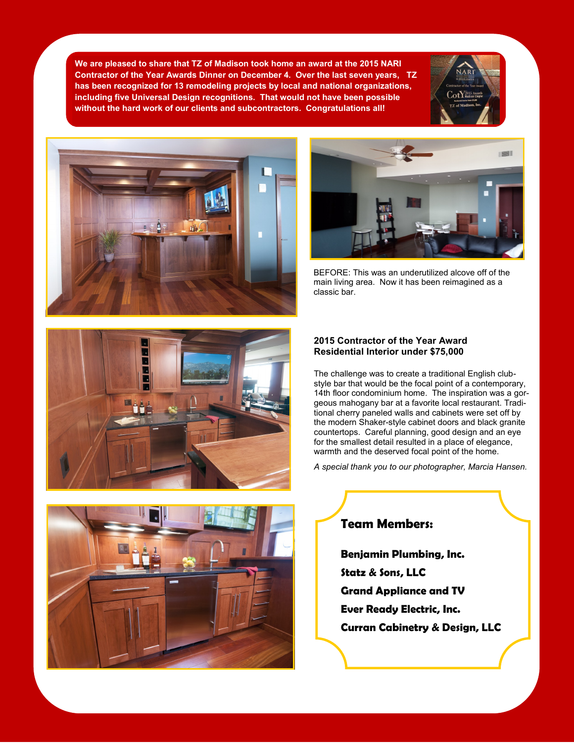**We are pleased to share that TZ of Madison took home an award at the 2015 NARI Contractor of the Year Awards Dinner on December 4. Over the last seven years, TZ has been recognized for 13 remodeling projects by local and national organizations, including five Universal Design recognitions. That would not have been possible without the hard work of our clients and subcontractors. Congratulations all!**

BEFORE: This was an underutilized alcove off of the main living area. Now it has been reimagined as a classic bar.

### 2015 Contractor of the Year Award
### Residential Interior under $75,000

The challenge was to create a traditional English club-style bar that would be the focal point of a contemporary, 14th floor condominium home. The inspiration was a gorgeous mahogany bar at a favorite local restaurant. Traditional cherry paneled walls and cabinets were set off by the modern Shaker-style cabinet doors and black granite countertops. Careful planning, good design and an eye for the smallest detail resulted in a place of elegance, warmth and the deserved focal point of the home.

*A special thank you to our photographer, Marcia Hansen.*

## Team Members:

**Benjamin Plumbing, Inc.**

**Statz & Sons, LLC**

**Grand Appliance and TV**

**Ever Ready Electric, Inc.**

**Curran Cabinetry & Design, LLC**